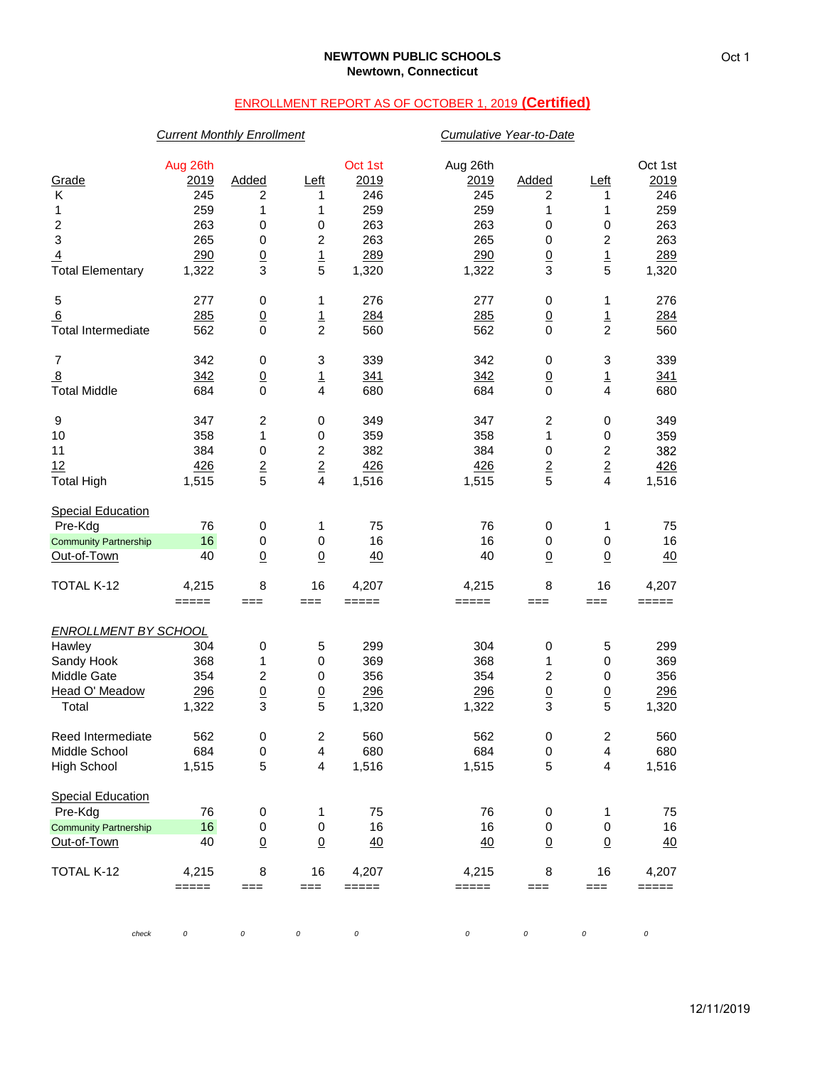**NEWTOWN PUBLIC SCHOOLS**
**Newtown, Connecticut**

ENROLLMENT REPORT AS OF OCTOBER 1, 2019 **(Certified)**

| | *Current Monthly Enrollment* | | | | *Cumulative Year-to-Date* | | | |
|---|---|---|---|---|---|---|---|---|
| Grade | Aug 26th 2019 | Added | Left | Oct 1st 2019 | Aug 26th 2019 | Added | Left | Oct 1st 2019 |
| K | 245 | 2 | 1 | 246 | 245 | 2 | 1 | 246 |
| 1 | 259 | 1 | 1 | 259 | 259 | 1 | 1 | 259 |
| 2 | 263 | 0 | 0 | 263 | 263 | 0 | 0 | 263 |
| 3 | 265 | 0 | 2 | 263 | 265 | 0 | 2 | 263 |
| 4 | 290 | 0 | 1 | 289 | 290 | 0 | 1 | 289 |
| Total Elementary | 1,322 | 3 | 5 | 1,320 | 1,322 | 3 | 5 | 1,320 |
| 5 | 277 | 0 | 1 | 276 | 277 | 0 | 1 | 276 |
| 6 | 285 | 0 | 1 | 284 | 285 | 0 | 1 | 284 |
| Total Intermediate | 562 | 0 | 2 | 560 | 562 | 0 | 2 | 560 |
| 7 | 342 | 0 | 3 | 339 | 342 | 0 | 3 | 339 |
| 8 | 342 | 0 | 1 | 341 | 342 | 0 | 1 | 341 |
| Total Middle | 684 | 0 | 4 | 680 | 684 | 0 | 4 | 680 |
| 9 | 347 | 2 | 0 | 349 | 347 | 2 | 0 | 349 |
| 10 | 358 | 1 | 0 | 359 | 358 | 1 | 0 | 359 |
| 11 | 384 | 0 | 2 | 382 | 384 | 0 | 2 | 382 |
| 12 | 426 | 2 | 2 | 426 | 426 | 2 | 2 | 426 |
| Total High | 1,515 | 5 | 4 | 1,516 | 1,515 | 5 | 4 | 1,516 |
| Special Education | | | | | | | | |
| Pre-Kdg | 76 | 0 | 1 | 75 | 76 | 0 | 1 | 75 |
| Community Partnership | 16 | 0 | 0 | 16 | 16 | 0 | 0 | 16 |
| Out-of-Town | 40 | 0 | 0 | 40 | 40 | 0 | 0 | 40 |
| TOTAL K-12 | 4,215 | 8 | 16 | 4,207 | 4,215 | 8 | 16 | 4,207 |
| *ENROLLMENT BY SCHOOL* | | | | | | | | |
| Hawley | 304 | 0 | 5 | 299 | 304 | 0 | 5 | 299 |
| Sandy Hook | 368 | 1 | 0 | 369 | 368 | 1 | 0 | 369 |
| Middle Gate | 354 | 2 | 0 | 356 | 354 | 2 | 0 | 356 |
| Head O' Meadow | 296 | 0 | 0 | 296 | 296 | 0 | 0 | 296 |
| Total | 1,322 | 3 | 5 | 1,320 | 1,322 | 3 | 5 | 1,320 |
| Reed Intermediate | 562 | 0 | 2 | 560 | 562 | 0 | 2 | 560 |
| Middle School | 684 | 0 | 4 | 680 | 684 | 0 | 4 | 680 |
| High School | 1,515 | 5 | 4 | 1,516 | 1,515 | 5 | 4 | 1,516 |
| Special Education | | | | | | | | |
| Pre-Kdg | 76 | 0 | 1 | 75 | 76 | 0 | 1 | 75 |
| Community Partnership | 16 | 0 | 0 | 16 | 16 | 0 | 0 | 16 |
| Out-of-Town | 40 | 0 | 0 | 40 | 40 | 0 | 0 | 40 |
| TOTAL K-12 | 4,215 | 8 | 16 | 4,207 | 4,215 | 8 | 16 | 4,207 |
| *check* | *0* | *0* | *0* | *0* | *0* | *0* | *0* | *0* |

12/11/2019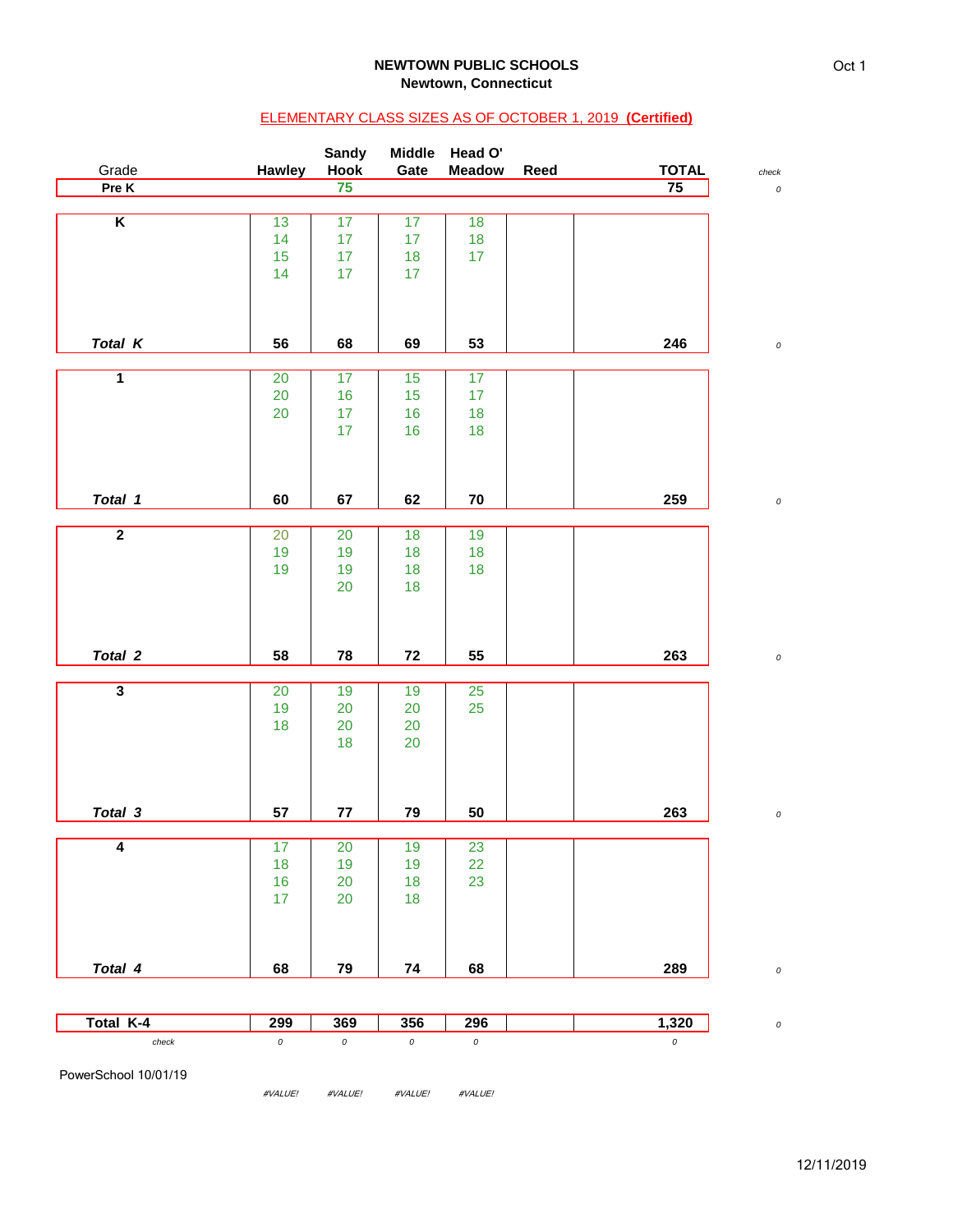**NEWTOWN PUBLIC SCHOOLS**
**Newtown, Connecticut**

ELEMENTARY CLASS SIZES AS OF OCTOBER 1, 2019 **(Certified)**

| Grade | Hawley | Sandy Hook | Middle Gate | Head O' Meadow | Reed | TOTAL | check |
|---|---|---|---|---|---|---|---|
| **Pre K** | | 75 | | | | 75 | 0 |
| **K** | 13 | 17 | 17 | 18 | | | |
| | 14 | 17 | 17 | 18 | | | |
| | 15 | 17 | 18 | 17 | | | |
| | 14 | 17 | 17 | | | | |
| ***Total K*** | **56** | **68** | **69** | **53** | | **246** | 0 |
| **1** | 20 | 17 | 15 | 17 | | | |
| | 20 | 16 | 15 | 17 | | | |
| | 20 | 17 | 16 | 18 | | | |
| | | 17 | 16 | 18 | | | |
| ***Total 1*** | **60** | **67** | **62** | **70** | | **259** | 0 |
| **2** | 20 | 20 | 18 | 19 | | | |
| | 19 | 19 | 18 | 18 | | | |
| | 19 | 19 | 18 | 18 | | | |
| | | 20 | 18 | | | | |
| ***Total 2*** | **58** | **78** | **72** | **55** | | **263** | 0 |
| **3** | 20 | 19 | 19 | 25 | | | |
| | 19 | 20 | 20 | 25 | | | |
| | 18 | 20 | 20 | | | | |
| | | 18 | 20 | | | | |
| ***Total 3*** | **57** | **77** | **79** | **50** | | **263** | 0 |
| **4** | 17 | 20 | 19 | 23 | | | |
| | 18 | 19 | 19 | 22 | | | |
| | 16 | 20 | 18 | 23 | | | |
| | 17 | 20 | 18 | | | | |
| ***Total 4*** | **68** | **79** | **74** | **68** | | **289** | 0 |
| **Total K-4** | **299** | **369** | **356** | **296** | | **1,320** | 0 |
| *check* | *0* | *0* | *0* | *0* | | *0* | |

PowerSchool 10/01/19

| | *#VALUE!* | *#VALUE!* | *#VALUE!* | *#VALUE!* |
|---|---|---|---|---|

12/11/2019